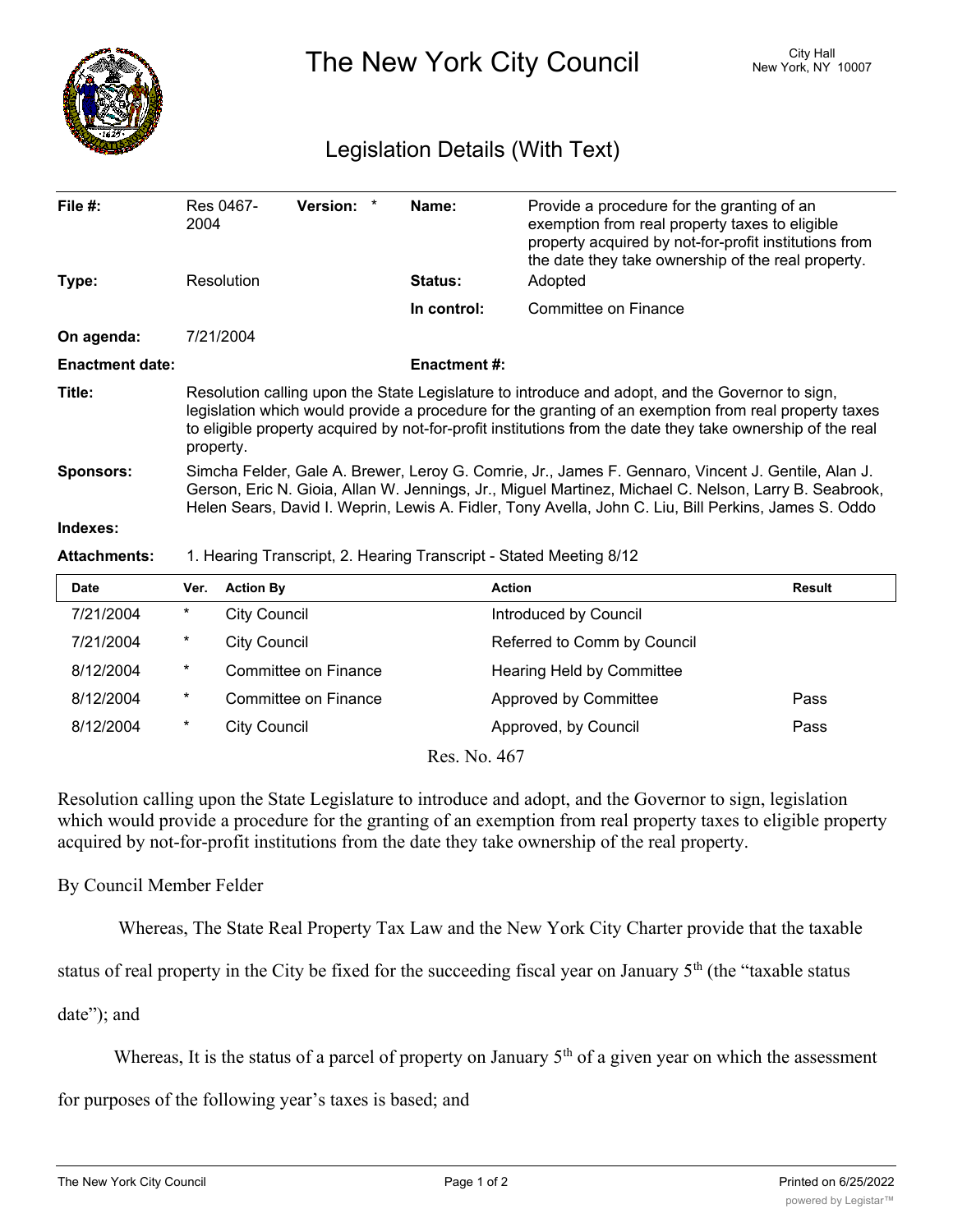# The New York City Council

City Hall
New York, NY 10007

## Legislation Details (With Text)

| | | | |
|---|---|---|---|
| **File #:** | Res 0467-2004 **Version:** * | **Name:** | Provide a procedure for the granting of an exemption from real property taxes to eligible property acquired by not-for-profit institutions from the date they take ownership of the real property. |
| **Type:** | Resolution | **Status:** | Adopted |
| | | **In control:** | Committee on Finance |
| **On agenda:** | 7/21/2004 | | |
| **Enactment date:** | | **Enactment #:** | |

**Title:** Resolution calling upon the State Legislature to introduce and adopt, and the Governor to sign, legislation which would provide a procedure for the granting of an exemption from real property taxes to eligible property acquired by not-for-profit institutions from the date they take ownership of the real property.

**Sponsors:** Simcha Felder, Gale A. Brewer, Leroy G. Comrie, Jr., James F. Gennaro, Vincent J. Gentile, Alan J. Gerson, Eric N. Gioia, Allan W. Jennings, Jr., Miguel Martinez, Michael C. Nelson, Larry B. Seabrook, Helen Sears, David I. Weprin, Lewis A. Fidler, Tony Avella, John C. Liu, Bill Perkins, James S. Oddo

**Indexes:**

**Attachments:** 1. Hearing Transcript, 2. Hearing Transcript - Stated Meeting 8/12

| Date | Ver. | Action By | Action | Result |
|---|---|---|---|---|
| 7/21/2004 | * | City Council | Introduced by Council | |
| 7/21/2004 | * | City Council | Referred to Comm by Council | |
| 8/12/2004 | * | Committee on Finance | Hearing Held by Committee | |
| 8/12/2004 | * | Committee on Finance | Approved by Committee | Pass |
| 8/12/2004 | * | City Council | Approved, by Council | Pass |

Res. No. 467

Resolution calling upon the State Legislature to introduce and adopt, and the Governor to sign, legislation which would provide a procedure for the granting of an exemption from real property taxes to eligible property acquired by not-for-profit institutions from the date they take ownership of the real property.

By Council Member Felder

Whereas, The State Real Property Tax Law and the New York City Charter provide that the taxable status of real property in the City be fixed for the succeeding fiscal year on January 5th (the "taxable status date"); and

Whereas, It is the status of a parcel of property on January 5th of a given year on which the assessment for purposes of the following year's taxes is based; and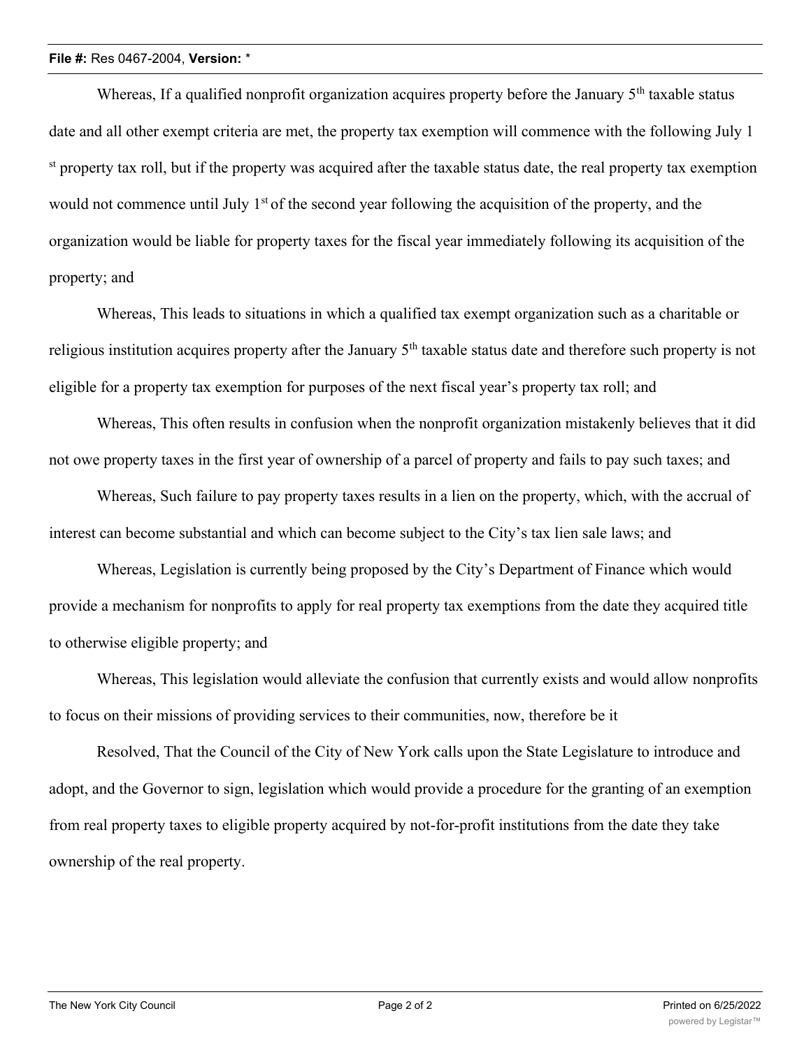Whereas, If a qualified nonprofit organization acquires property before the January 5th taxable status date and all other exempt criteria are met, the property tax exemption will commence with the following July 1st property tax roll, but if the property was acquired after the taxable status date, the real property tax exemption would not commence until July 1st of the second year following the acquisition of the property, and the organization would be liable for property taxes for the fiscal year immediately following its acquisition of the property; and

Whereas, This leads to situations in which a qualified tax exempt organization such as a charitable or religious institution acquires property after the January 5th taxable status date and therefore such property is not eligible for a property tax exemption for purposes of the next fiscal year's property tax roll; and

Whereas, This often results in confusion when the nonprofit organization mistakenly believes that it did not owe property taxes in the first year of ownership of a parcel of property and fails to pay such taxes; and

Whereas, Such failure to pay property taxes results in a lien on the property, which, with the accrual of interest can become substantial and which can become subject to the City's tax lien sale laws; and

Whereas, Legislation is currently being proposed by the City's Department of Finance which would provide a mechanism for nonprofits to apply for real property tax exemptions from the date they acquired title to otherwise eligible property; and

Whereas, This legislation would alleviate the confusion that currently exists and would allow nonprofits to focus on their missions of providing services to their communities, now, therefore be it

Resolved, That the Council of the City of New York calls upon the State Legislature to introduce and adopt, and the Governor to sign, legislation which would provide a procedure for the granting of an exemption from real property taxes to eligible property acquired by not-for-profit institutions from the date they take ownership of the real property.